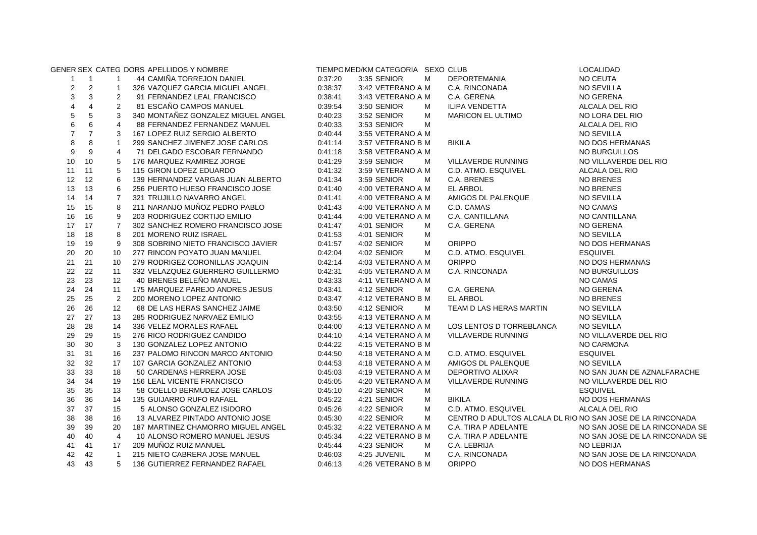| GENER | SEX | CATEG | DORS | APELLIDOS Y NOMBRE | TIEMPO | MED/KM | CATEGORIA | SEXO | CLUB | LOCALIDAD |
|---|---|---|---|---|---|---|---|---|---|---|
| 1 | 1 | 1 | 44 | CAMIÑA TORREJON DANIEL | 0:37:20 | 3:35 | SENIOR | M | DEPORTEMANIA | NO CEUTA |
| 2 | 2 | 1 | 326 | VAZQUEZ GARCIA MIGUEL ANGEL | 0:38:37 | 3:42 | VETERANO A | M | C.A. RINCONADA | NO SEVILLA |
| 3 | 3 | 2 | 91 | FERNANDEZ LEAL FRANCISCO | 0:38:41 | 3:43 | VETERANO A | M | C.A. GERENA | NO GERENA |
| 4 | 4 | 2 | 81 | ESCAÑO CAMPOS MANUEL | 0:39:54 | 3:50 | SENIOR | M | ILIPA VENDETTA | ALCALA DEL RIO |
| 5 | 5 | 3 | 340 | MONTAÑEZ GONZALEZ MIGUEL ANGEL | 0:40:23 | 3:52 | SENIOR | M | MARICON EL ULTIMO | NO LORA DEL RIO |
| 6 | 6 | 4 | 88 | FERNANDEZ FERNANDEZ MANUEL | 0:40:33 | 3:53 | SENIOR | M | | ALCALA DEL RIO |
| 7 | 7 | 3 | 167 | LOPEZ RUIZ SERGIO ALBERTO | 0:40:44 | 3:55 | VETERANO A | M | | NO SEVILLA |
| 8 | 8 | 1 | 299 | SANCHEZ JIMENEZ JOSE CARLOS | 0:41:14 | 3:57 | VETERANO B | M | BIKILA | NO DOS HERMANAS |
| 9 | 9 | 4 | 71 | DELGADO ESCOBAR FERNANDO | 0:41:18 | 3:58 | VETERANO A | M | | NO BURGUILLOS |
| 10 | 10 | 5 | 176 | MARQUEZ RAMIREZ JORGE | 0:41:29 | 3:59 | SENIOR | M | VILLAVERDE RUNNING | NO VILLAVERDE DEL RIO |
| 11 | 11 | 5 | 115 | GIRON LOPEZ EDUARDO | 0:41:32 | 3:59 | VETERANO A | M | C.D. ATMO. ESQUIVEL | ALCALA DEL RIO |
| 12 | 12 | 6 | 139 | HERNANDEZ VARGAS JUAN ALBERTO | 0:41:34 | 3:59 | SENIOR | M | C.A. BRENES | NO BRENES |
| 13 | 13 | 6 | 256 | PUERTO HUESO FRANCISCO JOSE | 0:41:40 | 4:00 | VETERANO A | M | EL ARBOL | NO BRENES |
| 14 | 14 | 7 | 321 | TRUJILLO NAVARRO ANGEL | 0:41:41 | 4:00 | VETERANO A | M | AMIGOS DL PALENQUE | NO SEVILLA |
| 15 | 15 | 8 | 211 | NARANJO MUÑOZ PEDRO PABLO | 0:41:43 | 4:00 | VETERANO A | M | C.D. CAMAS | NO CAMAS |
| 16 | 16 | 9 | 203 | RODRIGUEZ CORTIJO EMILIO | 0:41:44 | 4:00 | VETERANO A | M | C.A. CANTILLANA | NO CANTILLANA |
| 17 | 17 | 7 | 302 | SANCHEZ ROMERO FRANCISCO JOSE | 0:41:47 | 4:01 | SENIOR | M | C.A. GERENA | NO GERENA |
| 18 | 18 | 8 | 201 | MORENO RUIZ ISRAEL | 0:41:53 | 4:01 | SENIOR | M | | NO SEVILLA |
| 19 | 19 | 9 | 308 | SOBRINO NIETO FRANCISCO JAVIER | 0:41:57 | 4:02 | SENIOR | M | ORIPPO | NO DOS HERMANAS |
| 20 | 20 | 10 | 277 | RINCON POYATO JUAN MANUEL | 0:42:04 | 4:02 | SENIOR | M | C.D. ATMO. ESQUIVEL | ESQUIVEL |
| 21 | 21 | 10 | 279 | RODRIGEZ CORONILLAS JOAQUIN | 0:42:14 | 4:03 | VETERANO A | M | ORIPPO | NO DOS HERMANAS |
| 22 | 22 | 11 | 332 | VELAZQUEZ GUERRERO GUILLERMO | 0:42:31 | 4:05 | VETERANO A | M | C.A. RINCONADA | NO BURGUILLOS |
| 23 | 23 | 12 | 40 | BRENES BELEÑO MANUEL | 0:43:33 | 4:11 | VETERANO A | M | | NO CAMAS |
| 24 | 24 | 11 | 175 | MARQUEZ PAREJO ANDRES JESUS | 0:43:41 | 4:12 | SENIOR | M | C.A. GERENA | NO GERENA |
| 25 | 25 | 2 | 200 | MORENO LOPEZ ANTONIO | 0:43:47 | 4:12 | VETERANO B | M | EL ARBOL | NO BRENES |
| 26 | 26 | 12 | 68 | DE LAS HERAS SANCHEZ JAIME | 0:43:50 | 4:12 | SENIOR | M | TEAM D LAS HERAS MARTIN | NO SEVILLA |
| 27 | 27 | 13 | 285 | RODRIGUEZ NARVAEZ EMILIO | 0:43:55 | 4:13 | VETERANO A | M | | NO SEVILLA |
| 28 | 28 | 14 | 336 | VELEZ MORALES RAFAEL | 0:44:00 | 4:13 | VETERANO A | M | LOS LENTOS D TORREBLANCA | NO SEVILLA |
| 29 | 29 | 15 | 276 | RICO RODRIGUEZ CANDIDO | 0:44:10 | 4:14 | VETERANO A | M | VILLAVERDE RUNNING | NO VILLAVERDE DEL RIO |
| 30 | 30 | 3 | 130 | GONZALEZ LOPEZ ANTONIO | 0:44:22 | 4:15 | VETERANO B | M | | NO CARMONA |
| 31 | 31 | 16 | 237 | PALOMO RINCON MARCO ANTONIO | 0:44:50 | 4:18 | VETERANO A | M | C.D. ATMO. ESQUIVEL | ESQUIVEL |
| 32 | 32 | 17 | 107 | GARCIA GONZALEZ ANTONIO | 0:44:53 | 4:18 | VETERANO A | M | AMIGOS DL PALENQUE | NO SEVILLA |
| 33 | 33 | 18 | 50 | CARDENAS HERRERA JOSE | 0:45:03 | 4:19 | VETERANO A | M | DEPORTIVO ALIXAR | NO SAN JUAN DE AZNALFARACHE |
| 34 | 34 | 19 | 156 | LEAL VICENTE FRANCISCO | 0:45:05 | 4:20 | VETERANO A | M | VILLAVERDE RUNNING | NO VILLAVERDE DEL RIO |
| 35 | 35 | 13 | 58 | COELLO BERMUDEZ JOSE CARLOS | 0:45:10 | 4:20 | SENIOR | M | | ESQUIVEL |
| 36 | 36 | 14 | 135 | GUIJARRO RUFO RAFAEL | 0:45:22 | 4:21 | SENIOR | M | BIKILA | NO DOS HERMANAS |
| 37 | 37 | 15 | 5 | ALONSO GONZALEZ ISIDORO | 0:45:26 | 4:22 | SENIOR | M | C.D. ATMO. ESQUIVEL | ALCALA DEL RIO |
| 38 | 38 | 16 | 13 | ALVAREZ PINTADO ANTONIO JOSE | 0:45:30 | 4:22 | SENIOR | M | CENTRO D ADULTOS ALCALA DL RIO | NO SAN JOSE DE LA RINCONADA |
| 39 | 39 | 20 | 187 | MARTINEZ CHAMORRO MIGUEL ANGEL | 0:45:32 | 4:22 | VETERANO A | M | C.A. TIRA P ADELANTE | NO SAN JOSE DE LA RINCONADA SE |
| 40 | 40 | 4 | 10 | ALONSO ROMERO MANUEL JESUS | 0:45:34 | 4:22 | VETERANO B | M | C.A. TIRA P ADELANTE | NO SAN JOSE DE LA RINCONADA SE |
| 41 | 41 | 17 | 209 | MUÑOZ RUIZ MANUEL | 0:45:44 | 4:23 | SENIOR | M | C.A. LEBRIJA | NO LEBRIJA |
| 42 | 42 | 1 | 215 | NIETO CABRERA JOSE MANUEL | 0:46:03 | 4:25 | JUVENIL | M | C.A. RINCONADA | NO SAN JOSE DE LA RINCONADA |
| 43 | 43 | 5 | 136 | GUTIERREZ FERNANDEZ RAFAEL | 0:46:13 | 4:26 | VETERANO B | M | ORIPPO | NO DOS HERMANAS |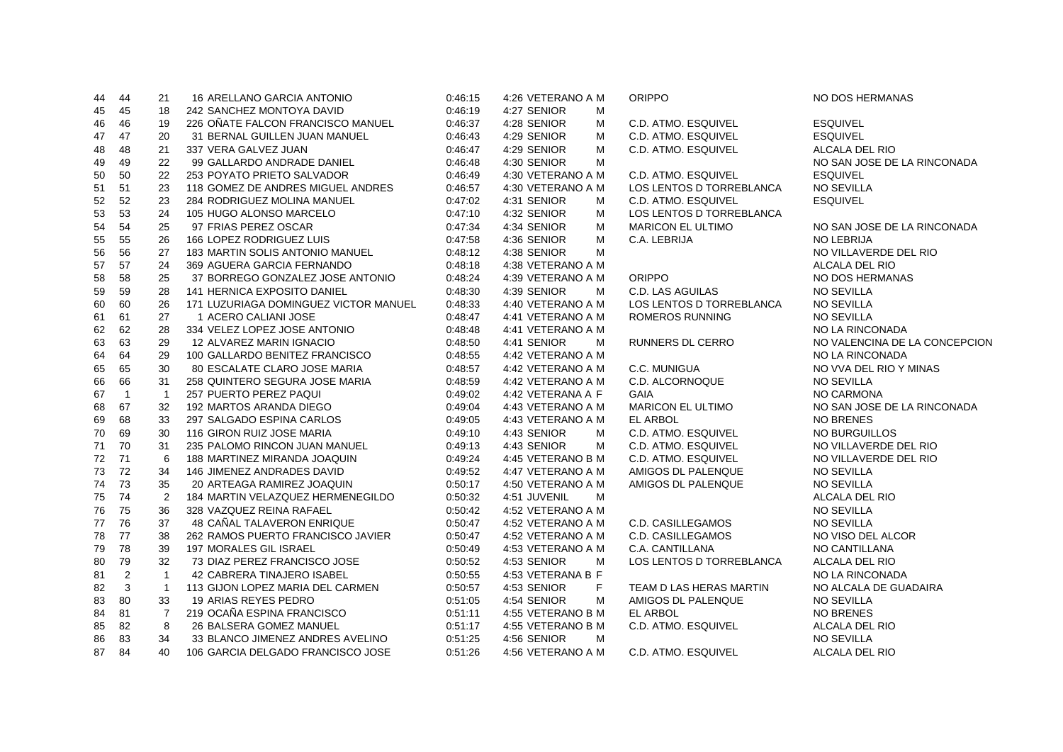| | | | | | | | | | | |
|---|---|---|---|---|---|---|---|---|---|---|
| 44 | 44 | 21 | 16 ARELLANO GARCIA ANTONIO | 0:46:15 | 4:26 | VETERANO A | M | ORIPPO | NO | DOS HERMANAS |
| 45 | 45 | 18 | 242 SANCHEZ MONTOYA DAVID | 0:46:19 | 4:27 | SENIOR | M | | | |
| 46 | 46 | 19 | 226 OÑATE FALCON FRANCISCO MANUEL | 0:46:37 | 4:28 | SENIOR | M | C.D. ATMO. ESQUIVEL | | ESQUIVEL |
| 47 | 47 | 20 | 31 BERNAL GUILLEN JUAN MANUEL | 0:46:43 | 4:29 | SENIOR | M | C.D. ATMO. ESQUIVEL | | ESQUIVEL |
| 48 | 48 | 21 | 337 VERA GALVEZ JUAN | 0:46:47 | 4:29 | SENIOR | M | C.D. ATMO. ESQUIVEL | | ALCALA DEL RIO |
| 49 | 49 | 22 | 99 GALLARDO ANDRADE DANIEL | 0:46:48 | 4:30 | SENIOR | M | | NO | SAN JOSE DE LA RINCONADA |
| 50 | 50 | 22 | 253 POYATO PRIETO SALVADOR | 0:46:49 | 4:30 | VETERANO A | M | C.D. ATMO. ESQUIVEL | | ESQUIVEL |
| 51 | 51 | 23 | 118 GOMEZ DE ANDRES MIGUEL ANDRES | 0:46:57 | 4:30 | VETERANO A | M | LOS LENTOS D TORREBLANCA | NO | SEVILLA |
| 52 | 52 | 23 | 284 RODRIGUEZ MOLINA MANUEL | 0:47:02 | 4:31 | SENIOR | M | C.D. ATMO. ESQUIVEL | | ESQUIVEL |
| 53 | 53 | 24 | 105 HUGO ALONSO MARCELO | 0:47:10 | 4:32 | SENIOR | M | LOS LENTOS D TORREBLANCA | | |
| 54 | 54 | 25 | 97 FRIAS PEREZ OSCAR | 0:47:34 | 4:34 | SENIOR | M | MARICON EL ULTIMO | NO | SAN JOSE DE LA RINCONADA |
| 55 | 55 | 26 | 166 LOPEZ RODRIGUEZ LUIS | 0:47:58 | 4:36 | SENIOR | M | C.A. LEBRIJA | NO | LEBRIJA |
| 56 | 56 | 27 | 183 MARTIN SOLIS ANTONIO MANUEL | 0:48:12 | 4:38 | SENIOR | M | | NO | VILLAVERDE DEL RIO |
| 57 | 57 | 24 | 369 AGUERA GARCIA FERNANDO | 0:48:18 | 4:38 | VETERANO A | M | | | ALCALA DEL RIO |
| 58 | 58 | 25 | 37 BORREGO GONZALEZ JOSE ANTONIO | 0:48:24 | 4:39 | VETERANO A | M | ORIPPO | NO | DOS HERMANAS |
| 59 | 59 | 28 | 141 HERNICA EXPOSITO DANIEL | 0:48:30 | 4:39 | SENIOR | M | C.D. LAS AGUILAS | NO | SEVILLA |
| 60 | 60 | 26 | 171 LUZURIAGA DOMINGUEZ VICTOR MANUEL | 0:48:33 | 4:40 | VETERANO A | M | LOS LENTOS D TORREBLANCA | NO | SEVILLA |
| 61 | 61 | 27 | 1 ACERO CALIANI JOSE | 0:48:47 | 4:41 | VETERANO A | M | ROMEROS RUNNING | NO | SEVILLA |
| 62 | 62 | 28 | 334 VELEZ LOPEZ JOSE ANTONIO | 0:48:48 | 4:41 | VETERANO A | M | | NO | LA RINCONADA |
| 63 | 63 | 29 | 12 ALVAREZ MARIN IGNACIO | 0:48:50 | 4:41 | SENIOR | M | RUNNERS DL CERRO | NO | VALENCINA DE LA CONCEPCION |
| 64 | 64 | 29 | 100 GALLARDO BENITEZ FRANCISCO | 0:48:55 | 4:42 | VETERANO A | M | | NO | LA RINCONADA |
| 65 | 65 | 30 | 80 ESCALATE CLARO JOSE MARIA | 0:48:57 | 4:42 | VETERANO A | M | C.C. MUNIGUA | NO | VVA DEL RIO Y MINAS |
| 66 | 66 | 31 | 258 QUINTERO SEGURA JOSE MARIA | 0:48:59 | 4:42 | VETERANO A | M | C.D. ALCORNOQUE | NO | SEVILLA |
| 67 | 1 | 1 | 257 PUERTO PEREZ PAQUI | 0:49:02 | 4:42 | VETERANA A | F | GAIA | NO | CARMONA |
| 68 | 67 | 32 | 192 MARTOS ARANDA DIEGO | 0:49:04 | 4:43 | VETERANO A | M | MARICON EL ULTIMO | NO | SAN JOSE DE LA RINCONADA |
| 69 | 68 | 33 | 297 SALGADO ESPINA CARLOS | 0:49:05 | 4:43 | VETERANO A | M | EL ARBOL | NO | BRENES |
| 70 | 69 | 30 | 116 GIRON RUIZ JOSE MARIA | 0:49:10 | 4:43 | SENIOR | M | C.D. ATMO. ESQUIVEL | NO | BURGUILLOS |
| 71 | 70 | 31 | 235 PALOMO RINCON JUAN MANUEL | 0:49:13 | 4:43 | SENIOR | M | C.D. ATMO. ESQUIVEL | NO | VILLAVERDE DEL RIO |
| 72 | 71 | 6 | 188 MARTINEZ MIRANDA JOAQUIN | 0:49:24 | 4:45 | VETERANO B | M | C.D. ATMO. ESQUIVEL | NO | VILLAVERDE DEL RIO |
| 73 | 72 | 34 | 146 JIMENEZ ANDRADES DAVID | 0:49:52 | 4:47 | VETERANO A | M | AMIGOS DL PALENQUE | NO | SEVILLA |
| 74 | 73 | 35 | 20 ARTEAGA RAMIREZ JOAQUIN | 0:50:17 | 4:50 | VETERANO A | M | AMIGOS DL PALENQUE | NO | SEVILLA |
| 75 | 74 | 2 | 184 MARTIN VELAZQUEZ HERMENEGILDO | 0:50:32 | 4:51 | JUVENIL | M | | | ALCALA DEL RIO |
| 76 | 75 | 36 | 328 VAZQUEZ REINA RAFAEL | 0:50:42 | 4:52 | VETERANO A | M | | NO | SEVILLA |
| 77 | 76 | 37 | 48 CAÑAL TALAVERON ENRIQUE | 0:50:47 | 4:52 | VETERANO A | M | C.D. CASILLEGAMOS | NO | SEVILLA |
| 78 | 77 | 38 | 262 RAMOS PUERTO FRANCISCO JAVIER | 0:50:47 | 4:52 | VETERANO A | M | C.D. CASILLEGAMOS | NO | VISO DEL ALCOR |
| 79 | 78 | 39 | 197 MORALES GIL ISRAEL | 0:50:49 | 4:53 | VETERANO A | M | C.A. CANTILLANA | NO | CANTILLANA |
| 80 | 79 | 32 | 73 DIAZ PEREZ FRANCISCO JOSE | 0:50:52 | 4:53 | SENIOR | M | LOS LENTOS D TORREBLANCA | | ALCALA DEL RIO |
| 81 | 2 | 1 | 42 CABRERA TINAJERO ISABEL | 0:50:55 | 4:53 | VETERANA B | F | | NO | LA RINCONADA |
| 82 | 3 | 1 | 113 GIJON LOPEZ MARIA DEL CARMEN | 0:50:57 | 4:53 | SENIOR | F | TEAM D LAS HERAS MARTIN | NO | ALCALA DE GUADAIRA |
| 83 | 80 | 33 | 19 ARIAS REYES PEDRO | 0:51:05 | 4:54 | SENIOR | M | AMIGOS DL PALENQUE | NO | SEVILLA |
| 84 | 81 | 7 | 219 OCAÑA ESPINA FRANCISCO | 0:51:11 | 4:55 | VETERANO B | M | EL ARBOL | NO | BRENES |
| 85 | 82 | 8 | 26 BALSERA GOMEZ MANUEL | 0:51:17 | 4:55 | VETERANO B | M | C.D. ATMO. ESQUIVEL | | ALCALA DEL RIO |
| 86 | 83 | 34 | 33 BLANCO JIMENEZ ANDRES AVELINO | 0:51:25 | 4:56 | SENIOR | M | | NO | SEVILLA |
| 87 | 84 | 40 | 106 GARCIA DELGADO FRANCISCO JOSE | 0:51:26 | 4:56 | VETERANO A | M | C.D. ATMO. ESQUIVEL | | ALCALA DEL RIO |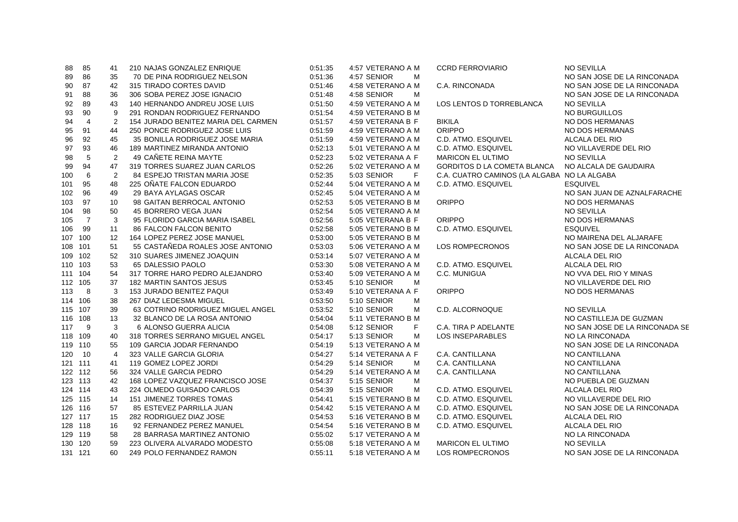| | | | | | | | | | | | |
|---|---|---|---|---|---|---|---|---|---|---|---|
| 88 | 85 | 41 | 210 | NAJAS GONZALEZ ENRIQUE | 0:51:35 | 4:57 | VETERANO A | M | CCRD FERROVIARIO | NO | SEVILLA |
| 89 | 86 | 35 | 70 | DE PINA RODRIGUEZ NELSON | 0:51:36 | 4:57 | SENIOR | M | | NO | SAN JOSE DE LA RINCONADA |
| 90 | 87 | 42 | 315 | TIRADO CORTES DAVID | 0:51:46 | 4:58 | VETERANO A | M | C.A. RINCONADA | NO | SAN JOSE DE LA RINCONADA |
| 91 | 88 | 36 | 306 | SOBA PEREZ JOSE IGNACIO | 0:51:48 | 4:58 | SENIOR | M | | NO | SAN JOSE DE LA RINCONADA |
| 92 | 89 | 43 | 140 | HERNANDO ANDREU JOSE LUIS | 0:51:50 | 4:59 | VETERANO A | M | LOS LENTOS D TORREBLANCA | NO | SEVILLA |
| 93 | 90 | 9 | 291 | RONDAN RODRIGUEZ FERNANDO | 0:51:54 | 4:59 | VETERANO B | M | | NO | BURGUILLOS |
| 94 | 4 | 2 | 154 | JURADO BENITEZ MARIA DEL CARMEN | 0:51:57 | 4:59 | VETERANA B | F | BIKILA | NO | DOS HERMANAS |
| 95 | 91 | 44 | 250 | PONCE RODRIGUEZ JOSE LUIS | 0:51:59 | 4:59 | VETERANO A | M | ORIPPO | NO | DOS HERMANAS |
| 96 | 92 | 45 | 35 | BONILLA RODRIGUEZ JOSE MARIA | 0:51:59 | 4:59 | VETERANO A | M | C.D. ATMO. ESQUIVEL | | ALCALA DEL RIO |
| 97 | 93 | 46 | 189 | MARTINEZ MIRANDA ANTONIO | 0:52:13 | 5:01 | VETERANO A | M | C.D. ATMO. ESQUIVEL | NO | VILLAVERDE DEL RIO |
| 98 | 5 | 2 | 49 | CAÑETE REINA MAYTE | 0:52:23 | 5:02 | VETERANA A | F | MARICON EL ULTIMO | NO | SEVILLA |
| 99 | 94 | 47 | 319 | TORRES SUAREZ JUAN CARLOS | 0:52:26 | 5:02 | VETERANO A | M | GORDITOS D LA COMETA BLANCA | NO | ALCALA DE GAUDAIRA |
| 100 | 6 | 2 | 84 | ESPEJO TRISTAN MARIA JOSE | 0:52:35 | 5:03 | SENIOR | F | C.A. CUATRO CAMINOS (LA ALGABA | NO | LA ALGABA |
| 101 | 95 | 48 | 225 | OÑATE FALCON EDUARDO | 0:52:44 | 5:04 | VETERANO A | M | C.D. ATMO. ESQUIVEL | | ESQUIVEL |
| 102 | 96 | 49 | 29 | BAYA AYLAGAS OSCAR | 0:52:45 | 5:04 | VETERANO A | M | | NO | SAN JUAN DE AZNALFARACHE |
| 103 | 97 | 10 | 98 | GAITAN BERROCAL ANTONIO | 0:52:53 | 5:05 | VETERANO B | M | ORIPPO | NO | DOS HERMANAS |
| 104 | 98 | 50 | 45 | BORRERO VEGA JUAN | 0:52:54 | 5:05 | VETERANO A | M | | NO | SEVILLA |
| 105 | 7 | 3 | 95 | FLORIDO GARCIA MARIA ISABEL | 0:52:56 | 5:05 | VETERANA B | F | ORIPPO | NO | DOS HERMANAS |
| 106 | 99 | 11 | 86 | FALCON FALCON BENITO | 0:52:58 | 5:05 | VETERANO B | M | C.D. ATMO. ESQUIVEL | | ESQUIVEL |
| 107 | 100 | 12 | 164 | LOPEZ PEREZ JOSE MANUEL | 0:53:00 | 5:05 | VETERANO B | M | | NO | MAIRENA DEL ALJARAFE |
| 108 | 101 | 51 | 55 | CASTAÑEDA ROALES JOSE ANTONIO | 0:53:03 | 5:06 | VETERANO A | M | LOS ROMPECRONOS | NO | SAN JOSE DE LA RINCONADA |
| 109 | 102 | 52 | 310 | SUARES JIMENEZ JOAQUIN | 0:53:14 | 5:07 | VETERANO A | M | | | ALCALA DEL RIO |
| 110 | 103 | 53 | 65 | DALESSIO PAOLO | 0:53:30 | 5:08 | VETERANO A | M | C.D. ATMO. ESQUIVEL | | ALCALA DEL RIO |
| 111 | 104 | 54 | 317 | TORRE HARO PEDRO ALEJANDRO | 0:53:40 | 5:09 | VETERANO A | M | C.C. MUNIGUA | NO | VVA DEL RIO Y MINAS |
| 112 | 105 | 37 | 182 | MARTIN SANTOS JESUS | 0:53:45 | 5:10 | SENIOR | M | | NO | VILLAVERDE DEL RIO |
| 113 | 8 | 3 | 153 | JURADO BENITEZ PAQUI | 0:53:49 | 5:10 | VETERANA A | F | ORIPPO | NO | DOS HERMANAS |
| 114 | 106 | 38 | 267 | DIAZ LEDESMA MIGUEL | 0:53:50 | 5:10 | SENIOR | M | | | |
| 115 | 107 | 39 | 63 | COTRINO RODRIGUEZ MIGUEL ANGEL | 0:53:52 | 5:10 | SENIOR | M | C.D. ALCORNOQUE | NO | SEVILLA |
| 116 | 108 | 13 | 32 | BLANCO DE LA ROSA ANTONIO | 0:54:04 | 5:11 | VETERANO B | M | | NO | CASTILLEJA DE GUZMAN |
| 117 | 9 | 3 | 6 | ALONSO GUERRA ALICIA | 0:54:08 | 5:12 | SENIOR | F | C.A. TIRA P ADELANTE | NO | SAN JOSE DE LA RINCONADA SE |
| 118 | 109 | 40 | 318 | TORRES SERRANO MIGUEL ANGEL | 0:54:17 | 5:13 | SENIOR | M | LOS INSEPARABLES | NO | LA RINCONADA |
| 119 | 110 | 55 | 109 | GARCIA JODAR FERNANDO | 0:54:19 | 5:13 | VETERANO A | M | | NO | SAN JOSE DE LA RINCONADA |
| 120 | 10 | 4 | 323 | VALLE GARCIA GLORIA | 0:54:27 | 5:14 | VETERANA A | F | C.A. CANTILLANA | NO | CANTILLANA |
| 121 | 111 | 41 | 119 | GOMEZ LOPEZ JORDI | 0:54:29 | 5:14 | SENIOR | M | C.A. CANTILLANA | NO | CANTILLANA |
| 122 | 112 | 56 | 324 | VALLE GARCIA PEDRO | 0:54:29 | 5:14 | VETERANO A | M | C.A. CANTILLANA | NO | CANTILLANA |
| 123 | 113 | 42 | 168 | LOPEZ VAZQUEZ FRANCISCO JOSE | 0:54:37 | 5:15 | SENIOR | M | | NO | PUEBLA DE GUZMAN |
| 124 | 114 | 43 | 224 | OLMEDO GUISADO CARLOS | 0:54:39 | 5:15 | SENIOR | M | C.D. ATMO. ESQUIVEL | | ALCALA DEL RIO |
| 125 | 115 | 14 | 151 | JIMENEZ TORRES TOMAS | 0:54:41 | 5:15 | VETERANO B | M | C.D. ATMO. ESQUIVEL | NO | VILLAVERDE DEL RIO |
| 126 | 116 | 57 | 85 | ESTEVEZ PARRILLA JUAN | 0:54:42 | 5:15 | VETERANO A | M | C.D. ATMO. ESQUIVEL | NO | SAN JOSE DE LA RINCONADA |
| 127 | 117 | 15 | 282 | RODRIGUEZ DIAZ JOSE | 0:54:53 | 5:16 | VETERANO B | M | C.D. ATMO. ESQUIVEL | | ALCALA DEL RIO |
| 128 | 118 | 16 | 92 | FERNANDEZ PEREZ MANUEL | 0:54:54 | 5:16 | VETERANO B | M | C.D. ATMO. ESQUIVEL | | ALCALA DEL RIO |
| 129 | 119 | 58 | 28 | BARRASA MARTINEZ ANTONIO | 0:55:02 | 5:17 | VETERANO A | M | | NO | LA RINCONADA |
| 130 | 120 | 59 | 223 | OLIVERA ALVARADO MODESTO | 0:55:08 | 5:18 | VETERANO A | M | MARICON EL ULTIMO | NO | SEVILLA |
| 131 | 121 | 60 | 249 | POLO FERNANDEZ RAMON | 0:55:11 | 5:18 | VETERANO A | M | LOS ROMPECRONOS | NO | SAN JOSE DE LA RINCONADA |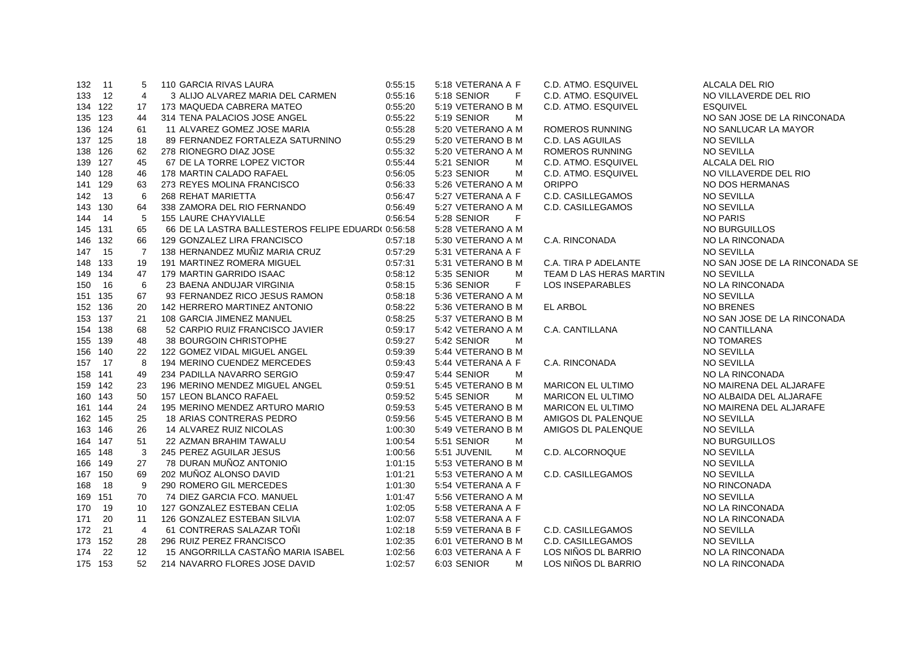| | | | | | | | | | |
|---|---|---|---|---|---|---|---|---|---|
| 132 | 11 | 5 | 110 GARCIA RIVAS LAURA | 0:55:15 | 5:18 VETERANA A | F | C.D. ATMO. ESQUIVEL | | ALCALA DEL RIO |
| 133 | 12 | 4 | 3 ALIJO ALVAREZ MARIA DEL CARMEN | 0:55:16 | 5:18 SENIOR | F | C.D. ATMO. ESQUIVEL | NO | VILLAVERDE DEL RIO |
| 134 | 122 | 17 | 173 MAQUEDA CABRERA MATEO | 0:55:20 | 5:19 VETERANO B | M | C.D. ATMO. ESQUIVEL | | ESQUIVEL |
| 135 | 123 | 44 | 314 TENA PALACIOS JOSE ANGEL | 0:55:22 | 5:19 SENIOR | M | | NO | SAN JOSE DE LA RINCONADA |
| 136 | 124 | 61 | 11 ALVAREZ GOMEZ JOSE MARIA | 0:55:28 | 5:20 VETERANO A | M | ROMEROS RUNNING | NO | SANLUCAR LA MAYOR |
| 137 | 125 | 18 | 89 FERNANDEZ FORTALEZA SATURNINO | 0:55:29 | 5:20 VETERANO B | M | C.D. LAS AGUILAS | NO | SEVILLA |
| 138 | 126 | 62 | 278 RIONEGRO DIAZ JOSE | 0:55:32 | 5:20 VETERANO A | M | ROMEROS RUNNING | NO | SEVILLA |
| 139 | 127 | 45 | 67 DE LA TORRE LOPEZ VICTOR | 0:55:44 | 5:21 SENIOR | M | C.D. ATMO. ESQUIVEL | | ALCALA DEL RIO |
| 140 | 128 | 46 | 178 MARTIN CALADO RAFAEL | 0:56:05 | 5:23 SENIOR | M | C.D. ATMO. ESQUIVEL | NO | VILLAVERDE DEL RIO |
| 141 | 129 | 63 | 273 REYES MOLINA FRANCISCO | 0:56:33 | 5:26 VETERANO A | M | ORIPPO | NO | DOS HERMANAS |
| 142 | 13 | 6 | 268 REHAT MARIETTA | 0:56:47 | 5:27 VETERANA A | F | C.D. CASILLEGAMOS | NO | SEVILLA |
| 143 | 130 | 64 | 338 ZAMORA DEL RIO FERNANDO | 0:56:49 | 5:27 VETERANO A | M | C.D. CASILLEGAMOS | NO | SEVILLA |
| 144 | 14 | 5 | 155 LAURE CHAYVIALLE | 0:56:54 | 5:28 SENIOR | F | | NO | PARIS |
| 145 | 131 | 65 | 66 DE LA LASTRA BALLESTEROS FELIPE EDUARD( | 0:56:58 | 5:28 VETERANO A | M | | NO | BURGUILLOS |
| 146 | 132 | 66 | 129 GONZALEZ LIRA FRANCISCO | 0:57:18 | 5:30 VETERANO A | M | C.A. RINCONADA | NO | LA RINCONADA |
| 147 | 15 | 7 | 138 HERNANDEZ MUÑIZ MARIA CRUZ | 0:57:29 | 5:31 VETERANA A | F | | NO | SEVILLA |
| 148 | 133 | 19 | 191 MARTINEZ ROMERA MIGUEL | 0:57:31 | 5:31 VETERANO B | M | C.A. TIRA P ADELANTE | NO | SAN JOSE DE LA RINCONADA SE |
| 149 | 134 | 47 | 179 MARTIN GARRIDO ISAAC | 0:58:12 | 5:35 SENIOR | M | TEAM D LAS HERAS MARTIN | NO | SEVILLA |
| 150 | 16 | 6 | 23 BAENA ANDUJAR VIRGINIA | 0:58:15 | 5:36 SENIOR | F | LOS INSEPARABLES | NO | LA RINCONADA |
| 151 | 135 | 67 | 93 FERNANDEZ RICO JESUS RAMON | 0:58:18 | 5:36 VETERANO A | M | | NO | SEVILLA |
| 152 | 136 | 20 | 142 HERRERO MARTINEZ ANTONIO | 0:58:22 | 5:36 VETERANO B | M | EL ARBOL | NO | BRENES |
| 153 | 137 | 21 | 108 GARCIA JIMENEZ MANUEL | 0:58:25 | 5:37 VETERANO B | M | | NO | SAN JOSE DE LA RINCONADA |
| 154 | 138 | 68 | 52 CARPIO RUIZ FRANCISCO JAVIER | 0:59:17 | 5:42 VETERANO A | M | C.A. CANTILLANA | NO | CANTILLANA |
| 155 | 139 | 48 | 38 BOURGOIN CHRISTOPHE | 0:59:27 | 5:42 SENIOR | M | | NO | TOMARES |
| 156 | 140 | 22 | 122 GOMEZ VIDAL MIGUEL ANGEL | 0:59:39 | 5:44 VETERANO B | M | | NO | SEVILLA |
| 157 | 17 | 8 | 194 MERINO CUENDEZ MERCEDES | 0:59:43 | 5:44 VETERANA A | F | C.A. RINCONADA | NO | SEVILLA |
| 158 | 141 | 49 | 234 PADILLA NAVARRO SERGIO | 0:59:47 | 5:44 SENIOR | M | | NO | LA RINCONADA |
| 159 | 142 | 23 | 196 MERINO MENDEZ MIGUEL ANGEL | 0:59:51 | 5:45 VETERANO B | M | MARICON EL ULTIMO | NO | MAIRENA DEL ALJARAFE |
| 160 | 143 | 50 | 157 LEON BLANCO RAFAEL | 0:59:52 | 5:45 SENIOR | M | MARICON EL ULTIMO | NO | ALBAIDA DEL ALJARAFE |
| 161 | 144 | 24 | 195 MERINO MENDEZ ARTURO MARIO | 0:59:53 | 5:45 VETERANO B | M | MARICON EL ULTIMO | NO | MAIRENA DEL ALJARAFE |
| 162 | 145 | 25 | 18 ARIAS CONTRERAS PEDRO | 0:59:56 | 5:45 VETERANO B | M | AMIGOS DL PALENQUE | NO | SEVILLA |
| 163 | 146 | 26 | 14 ALVAREZ RUIZ NICOLAS | 1:00:30 | 5:49 VETERANO B | M | AMIGOS DL PALENQUE | NO | SEVILLA |
| 164 | 147 | 51 | 22 AZMAN BRAHIM TAWALU | 1:00:54 | 5:51 SENIOR | M | | NO | BURGUILLOS |
| 165 | 148 | 3 | 245 PEREZ AGUILAR JESUS | 1:00:56 | 5:51 JUVENIL | M | C.D. ALCORNOQUE | NO | SEVILLA |
| 166 | 149 | 27 | 78 DURAN MUÑOZ ANTONIO | 1:01:15 | 5:53 VETERANO B | M | | NO | SEVILLA |
| 167 | 150 | 69 | 202 MUÑOZ ALONSO DAVID | 1:01:21 | 5:53 VETERANO A | M | C.D. CASILLEGAMOS | NO | SEVILLA |
| 168 | 18 | 9 | 290 ROMERO GIL MERCEDES | 1:01:30 | 5:54 VETERANA A | F | | NO | RINCONADA |
| 169 | 151 | 70 | 74 DIEZ GARCIA FCO. MANUEL | 1:01:47 | 5:56 VETERANO A | M | | NO | SEVILLA |
| 170 | 19 | 10 | 127 GONZALEZ ESTEBAN CELIA | 1:02:05 | 5:58 VETERANA A | F | | NO | LA RINCONADA |
| 171 | 20 | 11 | 126 GONZALEZ ESTEBAN SILVIA | 1:02:07 | 5:58 VETERANA A | F | | NO | LA RINCONADA |
| 172 | 21 | 4 | 61 CONTRERAS SALAZAR TOÑI | 1:02:18 | 5:59 VETERANA B | F | C.D. CASILLEGAMOS | NO | SEVILLA |
| 173 | 152 | 28 | 296 RUIZ PEREZ FRANCISCO | 1:02:35 | 6:01 VETERANO B | M | C.D. CASILLEGAMOS | NO | SEVILLA |
| 174 | 22 | 12 | 15 ANGORRILLA CASTAÑO MARIA ISABEL | 1:02:56 | 6:03 VETERANA A | F | LOS NIÑOS DL BARRIO | NO | LA RINCONADA |
| 175 | 153 | 52 | 214 NAVARRO FLORES JOSE DAVID | 1:02:57 | 6:03 SENIOR | M | LOS NIÑOS DL BARRIO | NO | LA RINCONADA |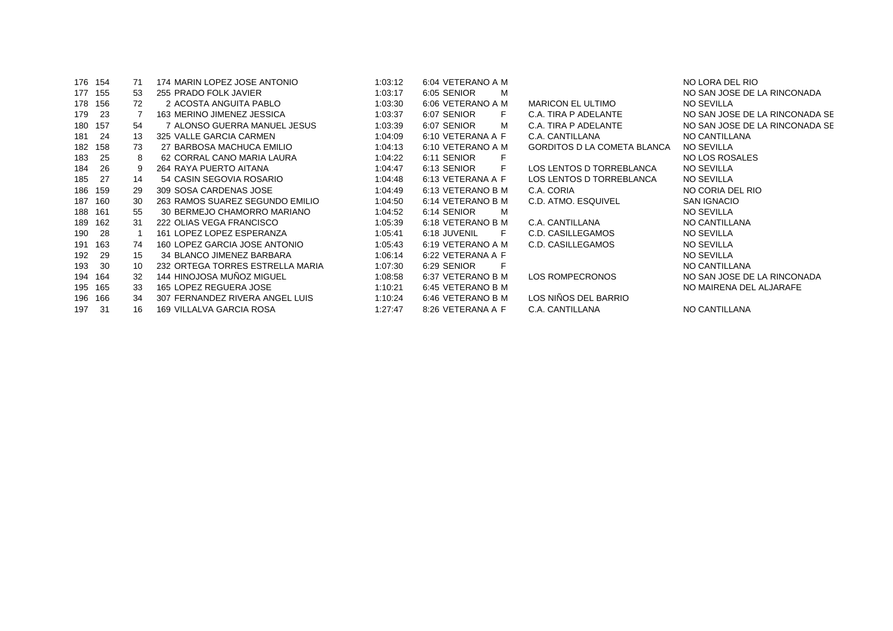| | | | | | | | | | |
|---|---|---|---|---|---|---|---|---|---|
| 176 | 154 | 71 | 174 MARIN LOPEZ JOSE ANTONIO | 1:03:12 | 6:04 | VETERANO A | M | | NO LORA DEL RIO |
| 177 | 155 | 53 | 255 PRADO FOLK JAVIER | 1:03:17 | 6:05 | SENIOR | M | | NO SAN JOSE DE LA RINCONADA |
| 178 | 156 | 72 | 2 ACOSTA ANGUITA PABLO | 1:03:30 | 6:06 | VETERANO A | M | MARICON EL ULTIMO | NO SEVILLA |
| 179 | 23 | 7 | 163 MERINO JIMENEZ JESSICA | 1:03:37 | 6:07 | SENIOR | F | C.A. TIRA P ADELANTE | NO SAN JOSE DE LA RINCONADA SE |
| 180 | 157 | 54 | 7 ALONSO GUERRA MANUEL JESUS | 1:03:39 | 6:07 | SENIOR | M | C.A. TIRA P ADELANTE | NO SAN JOSE DE LA RINCONADA SE |
| 181 | 24 | 13 | 325 VALLE GARCIA CARMEN | 1:04:09 | 6:10 | VETERANA A | F | C.A. CANTILLANA | NO CANTILLANA |
| 182 | 158 | 73 | 27 BARBOSA MACHUCA EMILIO | 1:04:13 | 6:10 | VETERANO A | M | GORDITOS D LA COMETA BLANCA | NO SEVILLA |
| 183 | 25 | 8 | 62 CORRAL CANO MARIA LAURA | 1:04:22 | 6:11 | SENIOR | F | | NO LOS ROSALES |
| 184 | 26 | 9 | 264 RAYA PUERTO AITANA | 1:04:47 | 6:13 | SENIOR | F | LOS LENTOS D TORREBLANCA | NO SEVILLA |
| 185 | 27 | 14 | 54 CASIN SEGOVIA ROSARIO | 1:04:48 | 6:13 | VETERANA A | F | LOS LENTOS D TORREBLANCA | NO SEVILLA |
| 186 | 159 | 29 | 309 SOSA CARDENAS JOSE | 1:04:49 | 6:13 | VETERANO B | M | C.A. CORIA | NO CORIA DEL RIO |
| 187 | 160 | 30 | 263 RAMOS SUAREZ SEGUNDO EMILIO | 1:04:50 | 6:14 | VETERANO B | M | C.D. ATMO. ESQUIVEL | SAN IGNACIO |
| 188 | 161 | 55 | 30 BERMEJO CHAMORRO MARIANO | 1:04:52 | 6:14 | SENIOR | M | | NO SEVILLA |
| 189 | 162 | 31 | 222 OLIAS VEGA FRANCISCO | 1:05:39 | 6:18 | VETERANO B | M | C.A. CANTILLANA | NO CANTILLANA |
| 190 | 28 | 1 | 161 LOPEZ LOPEZ ESPERANZA | 1:05:41 | 6:18 | JUVENIL | F | C.D. CASILLEGAMOS | NO SEVILLA |
| 191 | 163 | 74 | 160 LOPEZ GARCIA JOSE ANTONIO | 1:05:43 | 6:19 | VETERANO A | M | C.D. CASILLEGAMOS | NO SEVILLA |
| 192 | 29 | 15 | 34 BLANCO JIMENEZ BARBARA | 1:06:14 | 6:22 | VETERANA A | F | | NO SEVILLA |
| 193 | 30 | 10 | 232 ORTEGA TORRES ESTRELLA MARIA | 1:07:30 | 6:29 | SENIOR | F | | NO CANTILLANA |
| 194 | 164 | 32 | 144 HINOJOSA MUÑOZ MIGUEL | 1:08:58 | 6:37 | VETERANO B | M | LOS ROMPECRONOS | NO SAN JOSE DE LA RINCONADA |
| 195 | 165 | 33 | 165 LOPEZ REGUERA JOSE | 1:10:21 | 6:45 | VETERANO B | M | | NO MAIRENA DEL ALJARAFE |
| 196 | 166 | 34 | 307 FERNANDEZ RIVERA ANGEL LUIS | 1:10:24 | 6:46 | VETERANO B | M | LOS NIÑOS DEL BARRIO | |
| 197 | 31 | 16 | 169 VILLALVA GARCIA ROSA | 1:27:47 | 8:26 | VETERANA A | F | C.A. CANTILLANA | NO CANTILLANA |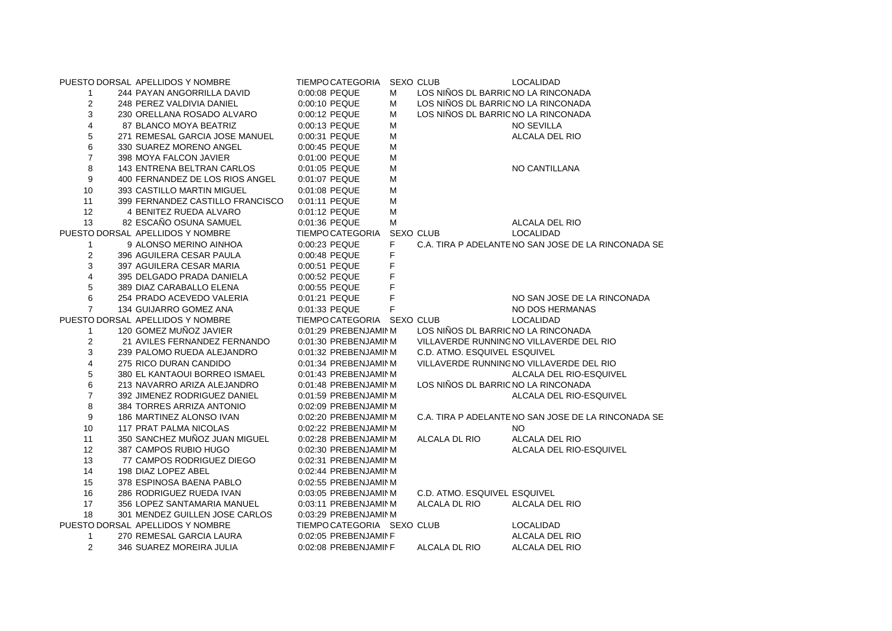| PUESTO | DORSAL | APELLIDOS Y NOMBRE | TIEMPO | CATEGORIA | SEXO | CLUB | LOCALIDAD |
|---|---|---|---|---|---|---|---|
| 1 | 244 | PAYAN ANGORRILLA DAVID | 0:00:08 | PEQUE | M | LOS NIÑOS DL BARRIC | NO LA RINCONADA |
| 2 | 248 | PEREZ VALDIVIA DANIEL | 0:00:10 | PEQUE | M | LOS NIÑOS DL BARRIC | NO LA RINCONADA |
| 3 | 230 | ORELLANA ROSADO ALVARO | 0:00:12 | PEQUE | M | LOS NIÑOS DL BARRIC | NO LA RINCONADA |
| 4 | 87 | BLANCO MOYA BEATRIZ | 0:00:13 | PEQUE | M | | NO SEVILLA |
| 5 | 271 | REMESAL GARCIA JOSE MANUEL | 0:00:31 | PEQUE | M | | ALCALA DEL RIO |
| 6 | 330 | SUAREZ MORENO ANGEL | 0:00:45 | PEQUE | M | | |
| 7 | 398 | MOYA FALCON JAVIER | 0:01:00 | PEQUE | M | | |
| 8 | 143 | ENTRENA BELTRAN CARLOS | 0:01:05 | PEQUE | M | | NO CANTILLANA |
| 9 | 400 | FERNANDEZ DE LOS RIOS ANGEL | 0:01:07 | PEQUE | M | | |
| 10 | 393 | CASTILLO MARTIN MIGUEL | 0:01:08 | PEQUE | M | | |
| 11 | 399 | FERNANDEZ CASTILLO FRANCISCO | 0:01:11 | PEQUE | M | | |
| 12 | 4 | BENITEZ RUEDA ALVARO | 0:01:12 | PEQUE | M | | |
| 13 | 82 | ESCAÑO OSUNA SAMUEL | 0:01:36 | PEQUE | M | | ALCALA DEL RIO |

| PUESTO | DORSAL | APELLIDOS Y NOMBRE | TIEMPO | CATEGORIA | SEXO | CLUB | LOCALIDAD |
|---|---|---|---|---|---|---|---|
| 1 | 9 | ALONSO MERINO AINHOA | 0:00:23 | PEQUE | F | C.A. TIRA P ADELANTE | NO SAN JOSE DE LA RINCONADA SE |
| 2 | 396 | AGUILERA CESAR PAULA | 0:00:48 | PEQUE | F | | |
| 3 | 397 | AGUILERA CESAR MARIA | 0:00:51 | PEQUE | F | | |
| 4 | 395 | DELGADO PRADA DANIELA | 0:00:52 | PEQUE | F | | |
| 5 | 389 | DIAZ CARABALLO ELENA | 0:00:55 | PEQUE | F | | |
| 6 | 254 | PRADO ACEVEDO VALERIA | 0:01:21 | PEQUE | F | | NO SAN JOSE DE LA RINCONADA |
| 7 | 134 | GUIJARRO GOMEZ ANA | 0:01:33 | PEQUE | F | | NO DOS HERMANAS |

| PUESTO | DORSAL | APELLIDOS Y NOMBRE | TIEMPO | CATEGORIA | SEXO | CLUB | LOCALIDAD |
|---|---|---|---|---|---|---|---|
| 1 | 120 | GOMEZ MUÑOZ JAVIER | 0:01:29 | PREBENJAMIN | M | LOS NIÑOS DL BARRIC | NO LA RINCONADA |
| 2 | 21 | AVILES FERNANDEZ FERNANDO | 0:01:30 | PREBENJAMIN | M | VILLAVERDE RUNNING | NO VILLAVERDE DEL RIO |
| 3 | 239 | PALOMO RUEDA ALEJANDRO | 0:01:32 | PREBENJAMIN | M | C.D. ATMO. ESQUIVEL | ESQUIVEL |
| 4 | 275 | RICO DURAN CANDIDO | 0:01:34 | PREBENJAMIN | M | VILLAVERDE RUNNING | NO VILLAVERDE DEL RIO |
| 5 | 380 | EL KANTAOUI BORREO ISMAEL | 0:01:43 | PREBENJAMIN | M | | ALCALA DEL RIO-ESQUIVEL |
| 6 | 213 | NAVARRO ARIZA ALEJANDRO | 0:01:48 | PREBENJAMIN | M | LOS NIÑOS DL BARRIC | NO LA RINCONADA |
| 7 | 392 | JIMENEZ RODRIGUEZ DANIEL | 0:01:59 | PREBENJAMIN | M | | ALCALA DEL RIO-ESQUIVEL |
| 8 | 384 | TORRES ARRIZA ANTONIO | 0:02:09 | PREBENJAMIN | M | | |
| 9 | 186 | MARTINEZ ALONSO IVAN | 0:02:20 | PREBENJAMIN | M | C.A. TIRA P ADELANTE | NO SAN JOSE DE LA RINCONADA SE |
| 10 | 117 | PRAT PALMA NICOLAS | 0:02:22 | PREBENJAMIN | M | | NO |
| 11 | 350 | SANCHEZ MUÑOZ JUAN MIGUEL | 0:02:28 | PREBENJAMIN | M | ALCALA DL RIO | ALCALA DEL RIO |
| 12 | 387 | CAMPOS RUBIO HUGO | 0:02:30 | PREBENJAMIN | M | | ALCALA DEL RIO-ESQUIVEL |
| 13 | 77 | CAMPOS RODRIGUEZ DIEGO | 0:02:31 | PREBENJAMIN | M | | |
| 14 | 198 | DIAZ LOPEZ ABEL | 0:02:44 | PREBENJAMIN | M | | |
| 15 | 378 | ESPINOSA BAENA PABLO | 0:02:55 | PREBENJAMIN | M | | |
| 16 | 286 | RODRIGUEZ RUEDA IVAN | 0:03:05 | PREBENJAMIN | M | C.D. ATMO. ESQUIVEL | ESQUIVEL |
| 17 | 356 | LOPEZ SANTAMARIA MANUEL | 0:03:11 | PREBENJAMIN | M | ALCALA DL RIO | ALCALA DEL RIO |
| 18 | 301 | MENDEZ GUILLEN JOSE CARLOS | 0:03:29 | PREBENJAMIN | M | | |

| PUESTO | DORSAL | APELLIDOS Y NOMBRE | TIEMPO | CATEGORIA | SEXO | CLUB | LOCALIDAD |
|---|---|---|---|---|---|---|---|
| 1 | 270 | REMESAL GARCIA LAURA | 0:02:05 | PREBENJAMIN | F | | ALCALA DEL RIO |
| 2 | 346 | SUAREZ MOREIRA JULIA | 0:02:08 | PREBENJAMIN | F | ALCALA DL RIO | ALCALA DEL RIO |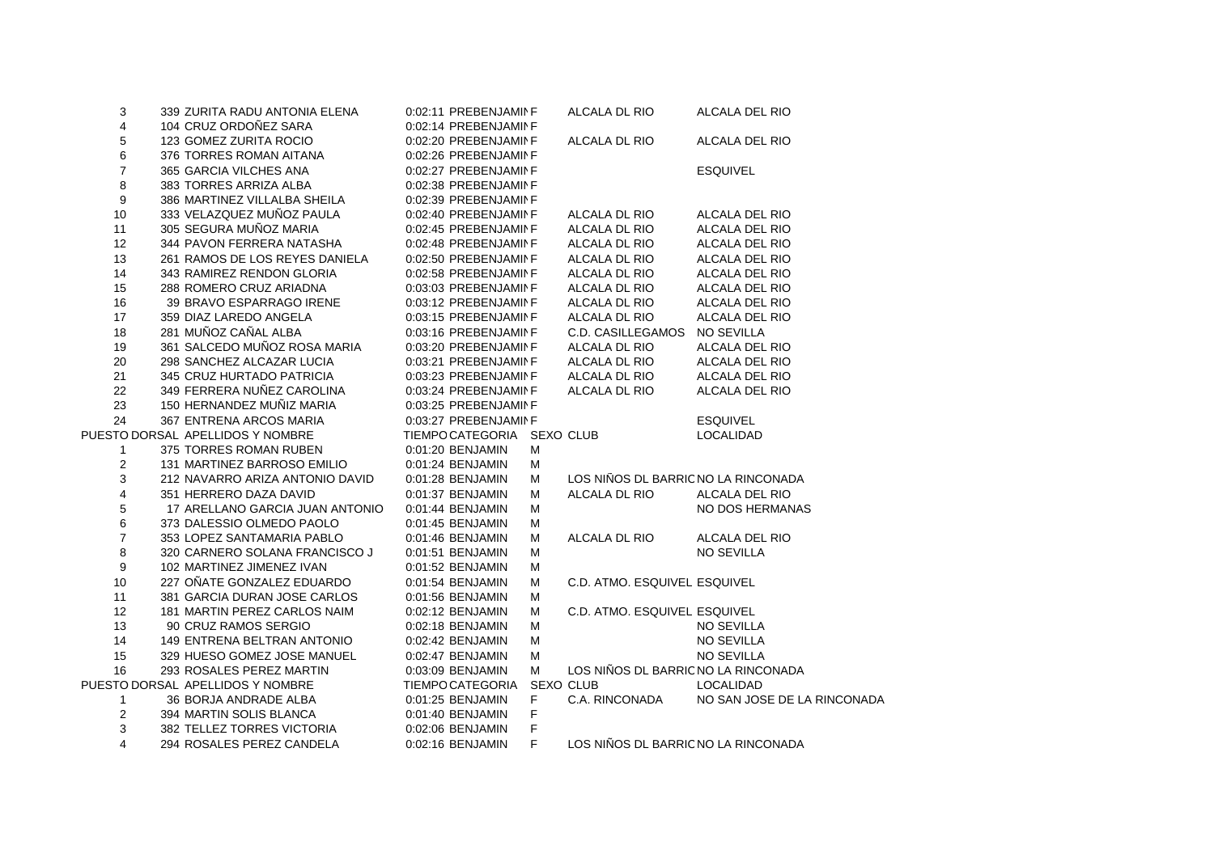| PUESTO | DORSAL | APELLIDOS Y NOMBRE | TIEMPO | CATEGORIA | SEXO | CLUB | LOCALIDAD |
|---|---|---|---|---|---|---|---|
| 3 | 339 | ZURITA RADU ANTONIA ELENA | 0:02:11 | PREBENJAMIN | F | ALCALA DL RIO | ALCALA DEL RIO |
| 4 | 104 | CRUZ ORDOÑEZ SARA | 0:02:14 | PREBENJAMIN | F | | |
| 5 | 123 | GOMEZ ZURITA ROCIO | 0:02:20 | PREBENJAMIN | F | ALCALA DL RIO | ALCALA DEL RIO |
| 6 | 376 | TORRES ROMAN AITANA | 0:02:26 | PREBENJAMIN | F | | |
| 7 | 365 | GARCIA VILCHES ANA | 0:02:27 | PREBENJAMIN | F | | ESQUIVEL |
| 8 | 383 | TORRES ARRIZA ALBA | 0:02:38 | PREBENJAMIN | F | | |
| 9 | 386 | MARTINEZ VILLALBA SHEILA | 0:02:39 | PREBENJAMIN | F | | |
| 10 | 333 | VELAZQUEZ MUÑOZ PAULA | 0:02:40 | PREBENJAMIN | F | ALCALA DL RIO | ALCALA DEL RIO |
| 11 | 305 | SEGURA MUÑOZ MARIA | 0:02:45 | PREBENJAMIN | F | ALCALA DL RIO | ALCALA DEL RIO |
| 12 | 344 | PAVON FERRERA NATASHA | 0:02:48 | PREBENJAMIN | F | ALCALA DL RIO | ALCALA DEL RIO |
| 13 | 261 | RAMOS DE LOS REYES DANIELA | 0:02:50 | PREBENJAMIN | F | ALCALA DL RIO | ALCALA DEL RIO |
| 14 | 343 | RAMIREZ RENDON GLORIA | 0:02:58 | PREBENJAMIN | F | ALCALA DL RIO | ALCALA DEL RIO |
| 15 | 288 | ROMERO CRUZ ARIADNA | 0:03:03 | PREBENJAMIN | F | ALCALA DL RIO | ALCALA DEL RIO |
| 16 | 39 | BRAVO ESPARRAGO IRENE | 0:03:12 | PREBENJAMIN | F | ALCALA DL RIO | ALCALA DEL RIO |
| 17 | 359 | DIAZ LAREDO ANGELA | 0:03:15 | PREBENJAMIN | F | ALCALA DL RIO | ALCALA DEL RIO |
| 18 | 281 | MUÑOZ CAÑAL ALBA | 0:03:16 | PREBENJAMIN | F | C.D. CASILLEGAMOS | NO SEVILLA |
| 19 | 361 | SALCEDO MUÑOZ ROSA MARIA | 0:03:20 | PREBENJAMIN | F | ALCALA DL RIO | ALCALA DEL RIO |
| 20 | 298 | SANCHEZ ALCAZAR LUCIA | 0:03:21 | PREBENJAMIN | F | ALCALA DL RIO | ALCALA DEL RIO |
| 21 | 345 | CRUZ HURTADO PATRICIA | 0:03:23 | PREBENJAMIN | F | ALCALA DL RIO | ALCALA DEL RIO |
| 22 | 349 | FERRERA NUÑEZ CAROLINA | 0:03:24 | PREBENJAMIN | F | ALCALA DL RIO | ALCALA DEL RIO |
| 23 | 150 | HERNANDEZ MUÑIZ MARIA | 0:03:25 | PREBENJAMIN | F | | |
| 24 | 367 | ENTRENA ARCOS MARIA | 0:03:27 | PREBENJAMIN | F | | ESQUIVEL |

| PUESTO | DORSAL | APELLIDOS Y NOMBRE | TIEMPO | CATEGORIA | SEXO | CLUB | LOCALIDAD |
|---|---|---|---|---|---|---|---|
| 1 | 375 | TORRES ROMAN RUBEN | 0:01:20 | BENJAMIN | M | | |
| 2 | 131 | MARTINEZ BARROSO EMILIO | 0:01:24 | BENJAMIN | M | | |
| 3 | 212 | NAVARRO ARIZA ANTONIO DAVID | 0:01:28 | BENJAMIN | M | LOS NIÑOS DL BARRIO | NO LA RINCONADA |
| 4 | 351 | HERRERO DAZA DAVID | 0:01:37 | BENJAMIN | M | ALCALA DL RIO | ALCALA DEL RIO |
| 5 | 17 | ARELLANO GARCIA JUAN ANTONIO | 0:01:44 | BENJAMIN | M | | NO DOS HERMANAS |
| 6 | 373 | DALESSIO OLMEDO PAOLO | 0:01:45 | BENJAMIN | M | | |
| 7 | 353 | LOPEZ SANTAMARIA PABLO | 0:01:46 | BENJAMIN | M | ALCALA DL RIO | ALCALA DEL RIO |
| 8 | 320 | CARNERO SOLANA FRANCISCO J | 0:01:51 | BENJAMIN | M | | NO SEVILLA |
| 9 | 102 | MARTINEZ JIMENEZ IVAN | 0:01:52 | BENJAMIN | M | | |
| 10 | 227 | OÑATE GONZALEZ EDUARDO | 0:01:54 | BENJAMIN | M | C.D. ATMO. ESQUIVEL | ESQUIVEL |
| 11 | 381 | GARCIA DURAN JOSE CARLOS | 0:01:56 | BENJAMIN | M | | |
| 12 | 181 | MARTIN PEREZ CARLOS NAIM | 0:02:12 | BENJAMIN | M | C.D. ATMO. ESQUIVEL | ESQUIVEL |
| 13 | 90 | CRUZ RAMOS SERGIO | 0:02:18 | BENJAMIN | M | | NO SEVILLA |
| 14 | 149 | ENTRENA BELTRAN ANTONIO | 0:02:42 | BENJAMIN | M | | NO SEVILLA |
| 15 | 329 | HUESO GOMEZ JOSE MANUEL | 0:02:47 | BENJAMIN | M | | NO SEVILLA |
| 16 | 293 | ROSALES PEREZ MARTIN | 0:03:09 | BENJAMIN | M | LOS NIÑOS DL BARRIO | NO LA RINCONADA |

| PUESTO | DORSAL | APELLIDOS Y NOMBRE | TIEMPO | CATEGORIA | SEXO | CLUB | LOCALIDAD |
|---|---|---|---|---|---|---|---|
| 1 | 36 | BORJA ANDRADE ALBA | 0:01:25 | BENJAMIN | F | C.A. RINCONADA | NO SAN JOSE DE LA RINCONADA |
| 2 | 394 | MARTIN SOLIS BLANCA | 0:01:40 | BENJAMIN | F | | |
| 3 | 382 | TELLEZ TORRES VICTORIA | 0:02:06 | BENJAMIN | F | | |
| 4 | 294 | ROSALES PEREZ CANDELA | 0:02:16 | BENJAMIN | F | LOS NIÑOS DL BARRIO | NO LA RINCONADA |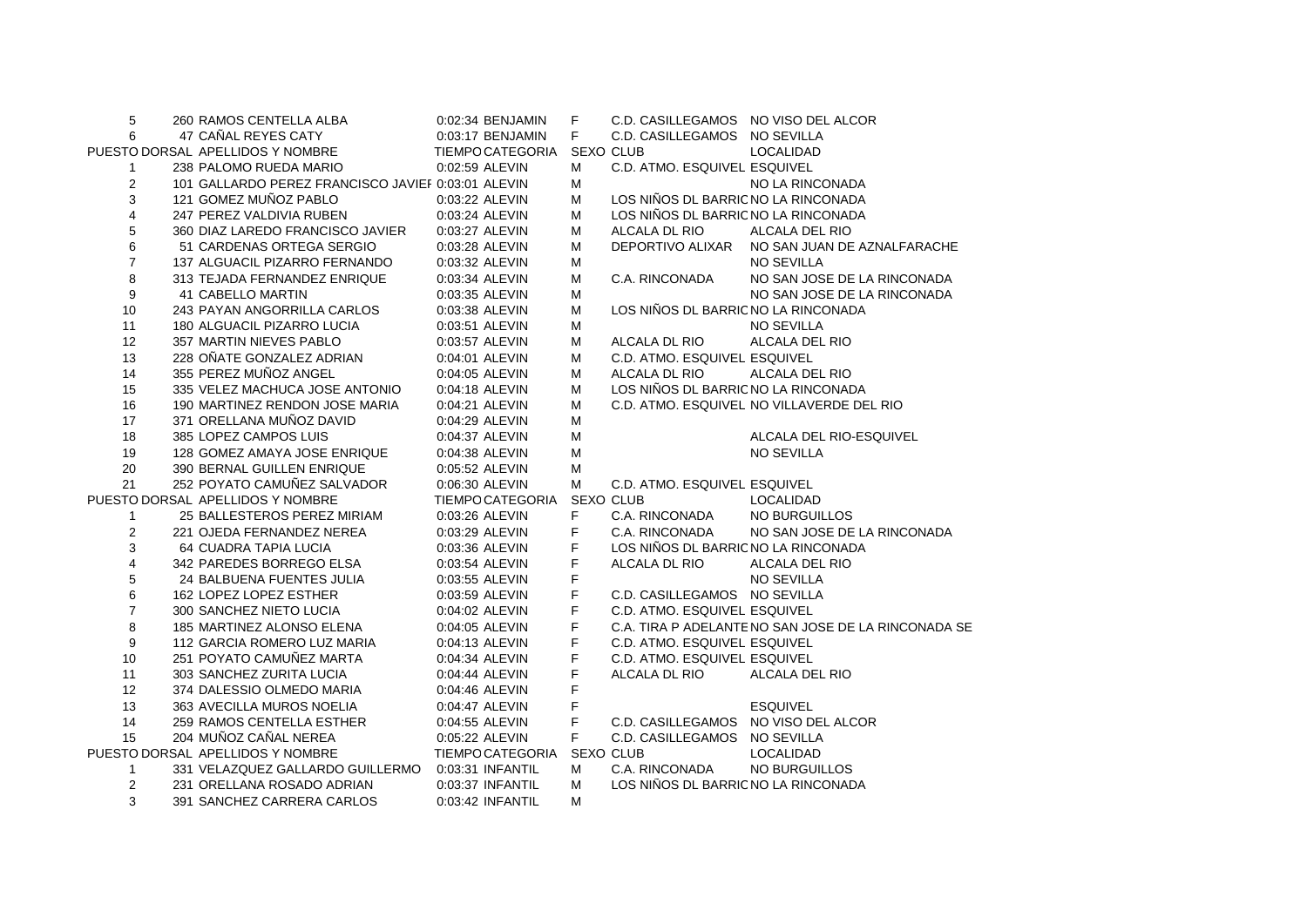| PUESTO | DORSAL | APELLIDOS Y NOMBRE | TIEMPO | CATEGORIA | SEXO | CLUB | LOCALIDAD |
|---|---|---|---|---|---|---|---|
| 5 | 260 | RAMOS CENTELLA ALBA | 0:02:34 | BENJAMIN | F | C.D. CASILLEGAMOS | NO VISO DEL ALCOR |
| 6 | 47 | CAÑAL REYES CATY | 0:03:17 | BENJAMIN | F | C.D. CASILLEGAMOS | NO SEVILLA |

| PUESTO | DORSAL | APELLIDOS Y NOMBRE | TIEMPO | CATEGORIA | SEXO | CLUB | LOCALIDAD |
|---|---|---|---|---|---|---|---|
| 1 | 238 | PALOMO RUEDA MARIO | 0:02:59 | ALEVIN | M | C.D. ATMO. ESQUIVEL | ESQUIVEL |
| 2 | 101 | GALLARDO PEREZ FRANCISCO JAVIEF | 0:03:01 | ALEVIN | M | | NO LA RINCONADA |
| 3 | 121 | GOMEZ MUÑOZ PABLO | 0:03:22 | ALEVIN | M | LOS NIÑOS DL BARRIC | NO LA RINCONADA |
| 4 | 247 | PEREZ VALDIVIA RUBEN | 0:03:24 | ALEVIN | M | LOS NIÑOS DL BARRIC | NO LA RINCONADA |
| 5 | 360 | DIAZ LAREDO FRANCISCO JAVIER | 0:03:27 | ALEVIN | M | ALCALA DL RIO | ALCALA DEL RIO |
| 6 | 51 | CARDENAS ORTEGA SERGIO | 0:03:28 | ALEVIN | M | DEPORTIVO ALIXAR | NO SAN JUAN DE AZNALFARACHE |
| 7 | 137 | ALGUACIL PIZARRO FERNANDO | 0:03:32 | ALEVIN | M | | NO SEVILLA |
| 8 | 313 | TEJADA FERNANDEZ ENRIQUE | 0:03:34 | ALEVIN | M | C.A. RINCONADA | NO SAN JOSE DE LA RINCONADA |
| 9 | 41 | CABELLO MARTIN | 0:03:35 | ALEVIN | M | | NO SAN JOSE DE LA RINCONADA |
| 10 | 243 | PAYAN ANGORRILLA CARLOS | 0:03:38 | ALEVIN | M | LOS NIÑOS DL BARRIC | NO LA RINCONADA |
| 11 | 180 | ALGUACIL PIZARRO LUCIA | 0:03:51 | ALEVIN | M | | NO SEVILLA |
| 12 | 357 | MARTIN NIEVES PABLO | 0:03:57 | ALEVIN | M | ALCALA DL RIO | ALCALA DEL RIO |
| 13 | 228 | OÑATE GONZALEZ ADRIAN | 0:04:01 | ALEVIN | M | C.D. ATMO. ESQUIVEL | ESQUIVEL |
| 14 | 355 | PEREZ MUÑOZ ANGEL | 0:04:05 | ALEVIN | M | ALCALA DL RIO | ALCALA DEL RIO |
| 15 | 335 | VELEZ MACHUCA JOSE ANTONIO | 0:04:18 | ALEVIN | M | LOS NIÑOS DL BARRIC | NO LA RINCONADA |
| 16 | 190 | MARTINEZ RENDON JOSE MARIA | 0:04:21 | ALEVIN | M | C.D. ATMO. ESQUIVEL | NO VILLAVERDE DEL RIO |
| 17 | 371 | ORELLANA MUÑOZ DAVID | 0:04:29 | ALEVIN | M | | |
| 18 | 385 | LOPEZ CAMPOS LUIS | 0:04:37 | ALEVIN | M | | ALCALA DEL RIO-ESQUIVEL |
| 19 | 128 | GOMEZ AMAYA JOSE ENRIQUE | 0:04:38 | ALEVIN | M | | NO SEVILLA |
| 20 | 390 | BERNAL GUILLEN ENRIQUE | 0:05:52 | ALEVIN | M | | |
| 21 | 252 | POYATO CAMUÑEZ SALVADOR | 0:06:30 | ALEVIN | M | C.D. ATMO. ESQUIVEL | ESQUIVEL |

| PUESTO | DORSAL | APELLIDOS Y NOMBRE | TIEMPO | CATEGORIA | SEXO | CLUB | LOCALIDAD |
|---|---|---|---|---|---|---|---|
| 1 | 25 | BALLESTEROS PEREZ MIRIAM | 0:03:26 | ALEVIN | F | C.A. RINCONADA | NO BURGUILLOS |
| 2 | 221 | OJEDA FERNANDEZ NEREA | 0:03:29 | ALEVIN | F | C.A. RINCONADA | NO SAN JOSE DE LA RINCONADA |
| 3 | 64 | CUADRA TAPIA LUCIA | 0:03:36 | ALEVIN | F | LOS NIÑOS DL BARRIC | NO LA RINCONADA |
| 4 | 342 | PAREDES BORREGO ELSA | 0:03:54 | ALEVIN | F | ALCALA DL RIO | ALCALA DEL RIO |
| 5 | 24 | BALBUENA FUENTES JULIA | 0:03:55 | ALEVIN | F | | NO SEVILLA |
| 6 | 162 | LOPEZ LOPEZ ESTHER | 0:03:59 | ALEVIN | F | C.D. CASILLEGAMOS | NO SEVILLA |
| 7 | 300 | SANCHEZ NIETO LUCIA | 0:04:02 | ALEVIN | F | C.D. ATMO. ESQUIVEL | ESQUIVEL |
| 8 | 185 | MARTINEZ ALONSO ELENA | 0:04:05 | ALEVIN | F | C.A. TIRA P ADELANTE | NO SAN JOSE DE LA RINCONADA SE |
| 9 | 112 | GARCIA ROMERO LUZ MARIA | 0:04:13 | ALEVIN | F | C.D. ATMO. ESQUIVEL | ESQUIVEL |
| 10 | 251 | POYATO CAMUÑEZ MARTA | 0:04:34 | ALEVIN | F | C.D. ATMO. ESQUIVEL | ESQUIVEL |
| 11 | 303 | SANCHEZ ZURITA LUCIA | 0:04:44 | ALEVIN | F | ALCALA DL RIO | ALCALA DEL RIO |
| 12 | 374 | DALESSIO OLMEDO MARIA | 0:04:46 | ALEVIN | F | | |
| 13 | 363 | AVECILLA MUROS NOELIA | 0:04:47 | ALEVIN | F | | ESQUIVEL |
| 14 | 259 | RAMOS CENTELLA ESTHER | 0:04:55 | ALEVIN | F | C.D. CASILLEGAMOS | NO VISO DEL ALCOR |
| 15 | 204 | MUÑOZ CAÑAL NEREA | 0:05:22 | ALEVIN | F | C.D. CASILLEGAMOS | NO SEVILLA |

| PUESTO | DORSAL | APELLIDOS Y NOMBRE | TIEMPO | CATEGORIA | SEXO | CLUB | LOCALIDAD |
|---|---|---|---|---|---|---|---|
| 1 | 331 | VELAZQUEZ GALLARDO GUILLERMO | 0:03:31 | INFANTIL | M | C.A. RINCONADA | NO BURGUILLOS |
| 2 | 231 | ORELLANA ROSADO ADRIAN | 0:03:37 | INFANTIL | M | LOS NIÑOS DL BARRIC | NO LA RINCONADA |
| 3 | 391 | SANCHEZ CARRERA CARLOS | 0:03:42 | INFANTIL | M | | |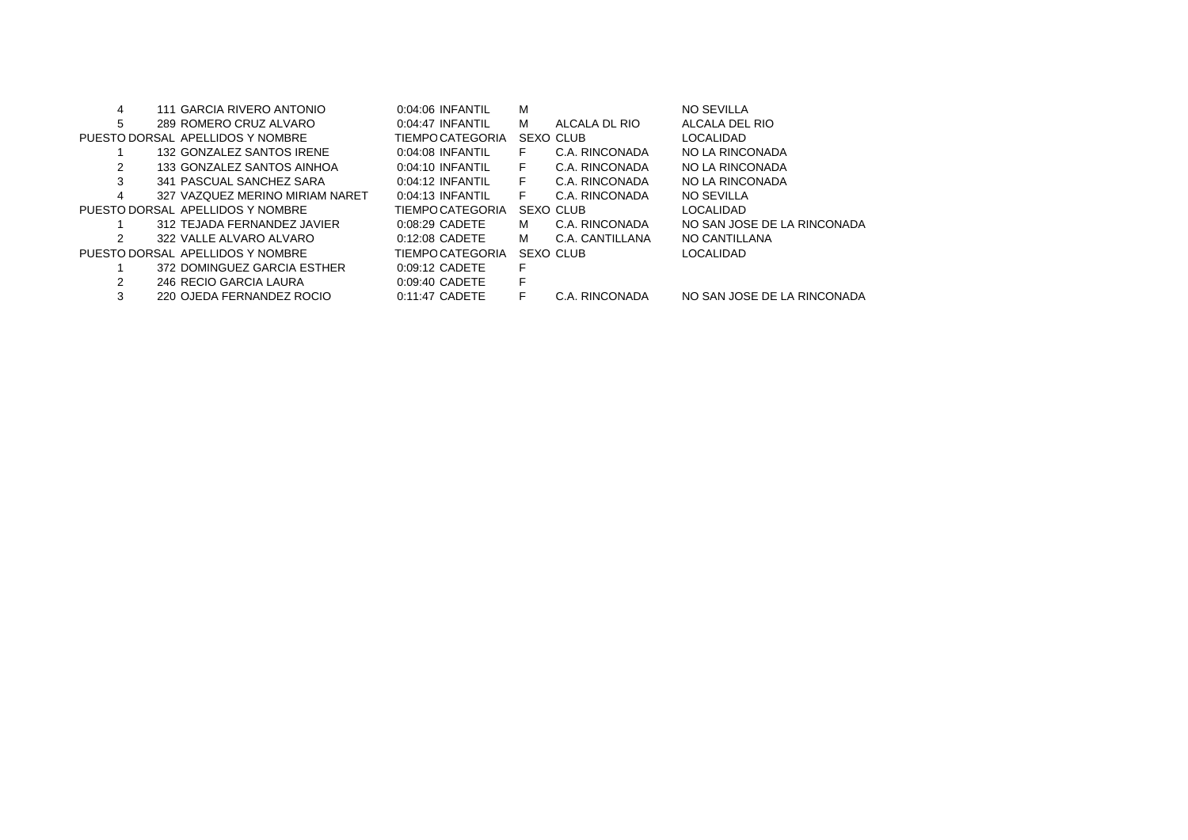| | | | | | | | |
|---|---|---|---|---|---|---|---|
| 4 | 111 | GARCIA RIVERO ANTONIO | 0:04:06 | INFANTIL | M | | NO SEVILLA |
| 5 | 289 | ROMERO CRUZ ALVARO | 0:04:47 | INFANTIL | M | ALCALA DL RIO | ALCALA DEL RIO |

| PUESTO | DORSAL | APELLIDOS Y NOMBRE | TIEMPO | CATEGORIA | SEXO | CLUB | LOCALIDAD |
|---|---|---|---|---|---|---|---|
| 1 | 132 | GONZALEZ SANTOS IRENE | 0:04:08 | INFANTIL | F | C.A. RINCONADA | NO LA RINCONADA |
| 2 | 133 | GONZALEZ SANTOS AINHOA | 0:04:10 | INFANTIL | F | C.A. RINCONADA | NO LA RINCONADA |
| 3 | 341 | PASCUAL SANCHEZ SARA | 0:04:12 | INFANTIL | F | C.A. RINCONADA | NO LA RINCONADA |
| 4 | 327 | VAZQUEZ MERINO MIRIAM NARET | 0:04:13 | INFANTIL | F | C.A. RINCONADA | NO SEVILLA |

| PUESTO | DORSAL | APELLIDOS Y NOMBRE | TIEMPO | CATEGORIA | SEXO | CLUB | LOCALIDAD |
|---|---|---|---|---|---|---|---|
| 1 | 312 | TEJADA FERNANDEZ JAVIER | 0:08:29 | CADETE | M | C.A. RINCONADA | NO SAN JOSE DE LA RINCONADA |
| 2 | 322 | VALLE ALVARO ALVARO | 0:12:08 | CADETE | M | C.A. CANTILLANA | NO CANTILLANA |

| PUESTO | DORSAL | APELLIDOS Y NOMBRE | TIEMPO | CATEGORIA | SEXO | CLUB | LOCALIDAD |
|---|---|---|---|---|---|---|---|
| 1 | 372 | DOMINGUEZ GARCIA ESTHER | 0:09:12 | CADETE | F | | |
| 2 | 246 | RECIO GARCIA LAURA | 0:09:40 | CADETE | F | | |
| 3 | 220 | OJEDA FERNANDEZ ROCIO | 0:11:47 | CADETE | F | C.A. RINCONADA | NO SAN JOSE DE LA RINCONADA |